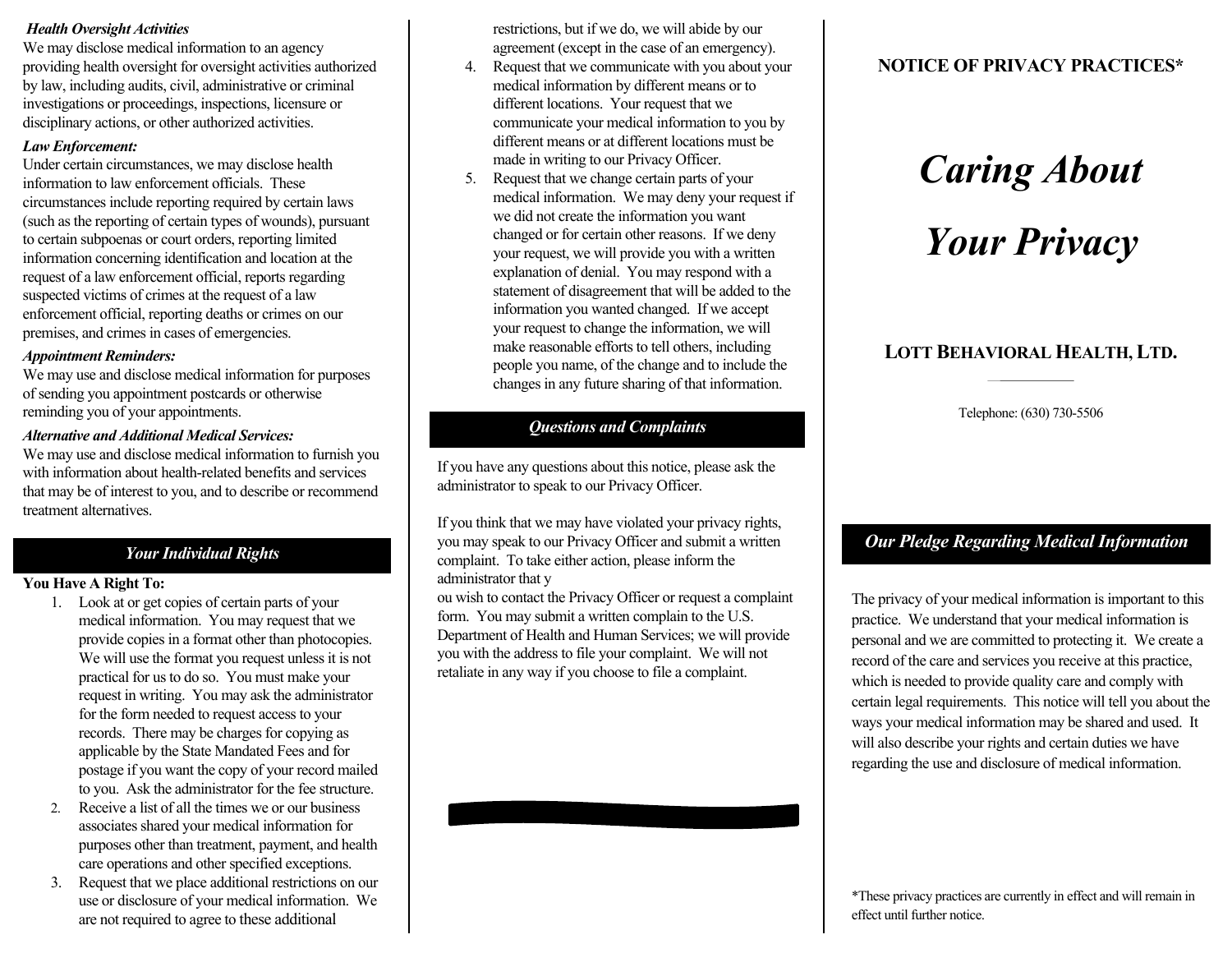***Health Oversight Activities***

We may disclose medical information to an agency providing health oversight for oversight activities authorized by law, including audits, civil, administrative or criminal investigations or proceedings, inspections, licensure or disciplinary actions, or other authorized activities.

***Law Enforcement:***

Under certain circumstances, we may disclose health information to law enforcement officials. These circumstances include reporting required by certain laws (such as the reporting of certain types of wounds), pursuant to certain subpoenas or court orders, reporting limited information concerning identification and location at the request of a law enforcement official, reports regarding suspected victims of crimes at the request of a law enforcement official, reporting deaths or crimes on our premises, and crimes in cases of emergencies.

***Appointment Reminders:***

We may use and disclose medical information for purposes of sending you appointment postcards or otherwise reminding you of your appointments.

***Alternative and Additional Medical Services:***

We may use and disclose medical information to furnish you with information about health-related benefits and services that may be of interest to you, and to describe or recommend treatment alternatives.

## *Your Individual Rights*

**You Have A Right To:**

1. Look at or get copies of certain parts of your medical information. You may request that we provide copies in a format other than photocopies. We will use the format you request unless it is not practical for us to do so. You must make your request in writing. You may ask the administrator for the form needed to request access to your records. There may be charges for copying as applicable by the State Mandated Fees and for postage if you want the copy of your record mailed to you. Ask the administrator for the fee structure.
2. Receive a list of all the times we or our business associates shared your medical information for purposes other than treatment, payment, and health care operations and other specified exceptions.
3. Request that we place additional restrictions on our use or disclosure of your medical information. We are not required to agree to these additional restrictions, but if we do, we will abide by our agreement (except in the case of an emergency).
4. Request that we communicate with you about your medical information by different means or to different locations. Your request that we communicate your medical information to you by different means or at different locations must be made in writing to our Privacy Officer.
5. Request that we change certain parts of your medical information. We may deny your request if we did not create the information you want changed or for certain other reasons. If we deny your request, we will provide you with a written explanation of denial. You may respond with a statement of disagreement that will be added to the information you wanted changed. If we accept your request to change the information, we will make reasonable efforts to tell others, including people you name, of the change and to include the changes in any future sharing of that information.

## *Questions and Complaints*

If you have any questions about this notice, please ask the administrator to speak to our Privacy Officer.

If you think that we may have violated your privacy rights, you may speak to our Privacy Officer and submit a written complaint. To take either action, please inform the administrator that y
ou wish to contact the Privacy Officer or request a complaint form. You may submit a written complain to the U.S. Department of Health and Human Services; we will provide you with the address to file your complaint. We will not retaliate in any way if you choose to file a complaint.

**NOTICE OF PRIVACY PRACTICES***

# *Caring About Your Privacy*

**LOTT BEHAVIORAL HEALTH, LTD.**

Telephone: (630) 730-5506

## *Our Pledge Regarding Medical Information*

The privacy of your medical information is important to this practice. We understand that your medical information is personal and we are committed to protecting it. We create a record of the care and services you receive at this practice, which is needed to provide quality care and comply with certain legal requirements. This notice will tell you about the ways your medical information may be shared and used. It will also describe your rights and certain duties we have regarding the use and disclosure of medical information.

*These privacy practices are currently in effect and will remain in effect until further notice.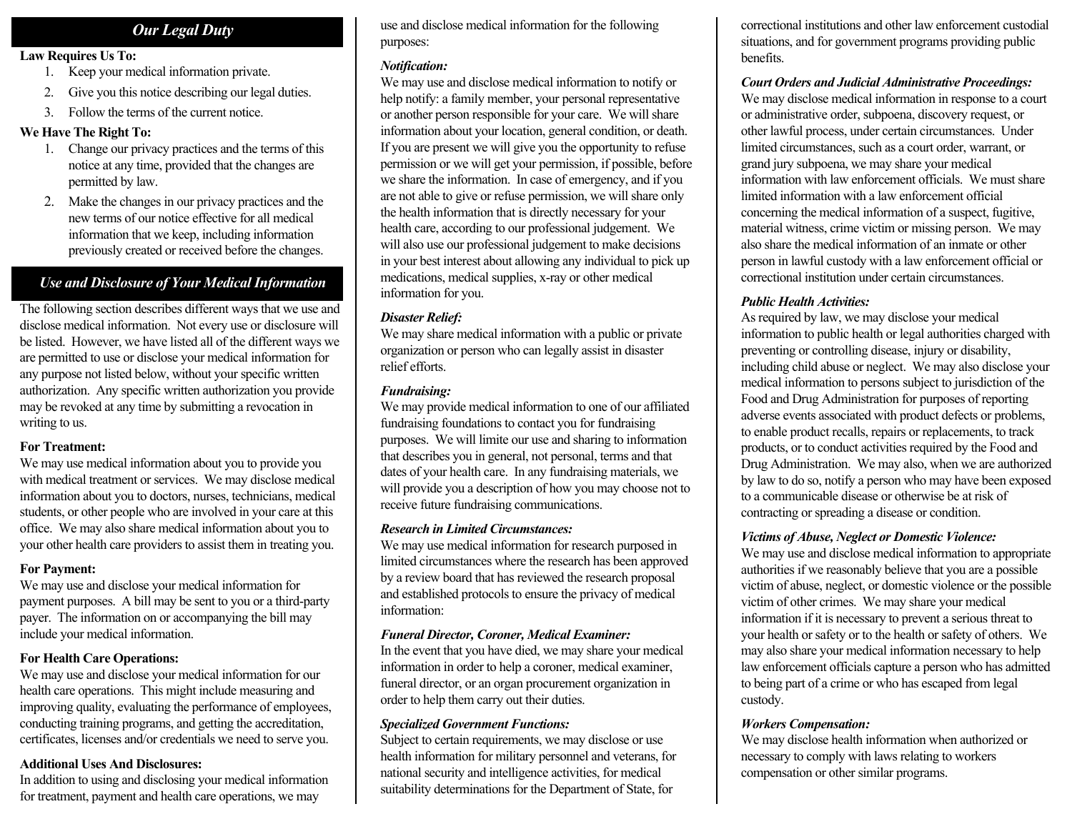## *Our Legal Duty*

**Law Requires Us To:**

1. Keep your medical information private.
2. Give you this notice describing our legal duties.
3. Follow the terms of the current notice.

**We Have The Right To:**

1. Change our privacy practices and the terms of this notice at any time, provided that the changes are permitted by law.
2. Make the changes in our privacy practices and the new terms of our notice effective for all medical information that we keep, including information previously created or received before the changes.

## *Use and Disclosure of Your Medical Information*

The following section describes different ways that we use and disclose medical information. Not every use or disclosure will be listed. However, we have listed all of the different ways we are permitted to use or disclose your medical information for any purpose not listed below, without your specific written authorization. Any specific written authorization you provide may be revoked at any time by submitting a revocation in writing to us.

**For Treatment:**
We may use medical information about you to provide you with medical treatment or services. We may disclose medical information about you to doctors, nurses, technicians, medical students, or other people who are involved in your care at this office. We may also share medical information about you to your other health care providers to assist them in treating you.

**For Payment:**
We may use and disclose your medical information for payment purposes. A bill may be sent to you or a third-party payer. The information on or accompanying the bill may include your medical information.

**For Health Care Operations:**
We may use and disclose your medical information for our health care operations. This might include measuring and improving quality, evaluating the performance of employees, conducting training programs, and getting the accreditation, certificates, licenses and/or credentials we need to serve you.

**Additional Uses And Disclosures:**
In addition to using and disclosing your medical information for treatment, payment and health care operations, we may use and disclose medical information for the following purposes:

***Notification:***
We may use and disclose medical information to notify or help notify: a family member, your personal representative or another person responsible for your care. We will share information about your location, general condition, or death. If you are present we will give you the opportunity to refuse permission or we will get your permission, if possible, before we share the information. In case of emergency, and if you are not able to give or refuse permission, we will share only the health information that is directly necessary for your health care, according to our professional judgement. We will also use our professional judgement to make decisions in your best interest about allowing any individual to pick up medications, medical supplies, x-ray or other medical information for you.

***Disaster Relief:***
We may share medical information with a public or private organization or person who can legally assist in disaster relief efforts.

***Fundraising:***
We may provide medical information to one of our affiliated fundraising foundations to contact you for fundraising purposes. We will limite our use and sharing to information that describes you in general, not personal, terms and that dates of your health care. In any fundraising materials, we will provide you a description of how you may choose not to receive future fundraising communications.

***Research in Limited Circumstances:***
We may use medical information for research purposed in limited circumstances where the research has been approved by a review board that has reviewed the research proposal and established protocols to ensure the privacy of medical information:

***Funeral Director, Coroner, Medical Examiner:***
In the event that you have died, we may share your medical information in order to help a coroner, medical examiner, funeral director, or an organ procurement organization in order to help them carry out their duties.

***Specialized Government Functions:***
Subject to certain requirements, we may disclose or use health information for military personnel and veterans, for national security and intelligence activities, for medical suitability determinations for the Department of State, for correctional institutions and other law enforcement custodial situations, and for government programs providing public benefits.

***Court Orders and Judicial Administrative Proceedings:***
We may disclose medical information in response to a court or administrative order, subpoena, discovery request, or other lawful process, under certain circumstances. Under limited circumstances, such as a court order, warrant, or grand jury subpoena, we may share your medical information with law enforcement officials. We must share limited information with a law enforcement official concerning the medical information of a suspect, fugitive, material witness, crime victim or missing person. We may also share the medical information of an inmate or other person in lawful custody with a law enforcement official or correctional institution under certain circumstances.

***Public Health Activities:***
As required by law, we may disclose your medical information to public health or legal authorities charged with preventing or controlling disease, injury or disability, including child abuse or neglect. We may also disclose your medical information to persons subject to jurisdiction of the Food and Drug Administration for purposes of reporting adverse events associated with product defects or problems, to enable product recalls, repairs or replacements, to track products, or to conduct activities required by the Food and Drug Administration. We may also, when we are authorized by law to do so, notify a person who may have been exposed to a communicable disease or otherwise be at risk of contracting or spreading a disease or condition.

***Victims of Abuse, Neglect or Domestic Violence:***
We may use and disclose medical information to appropriate authorities if we reasonably believe that you are a possible victim of abuse, neglect, or domestic violence or the possible victim of other crimes. We may share your medical information if it is necessary to prevent a serious threat to your health or safety or to the health or safety of others. We may also share your medical information necessary to help law enforcement officials capture a person who has admitted to being part of a crime or who has escaped from legal custody.

***Workers Compensation:***
We may disclose health information when authorized or necessary to comply with laws relating to workers compensation or other similar programs.